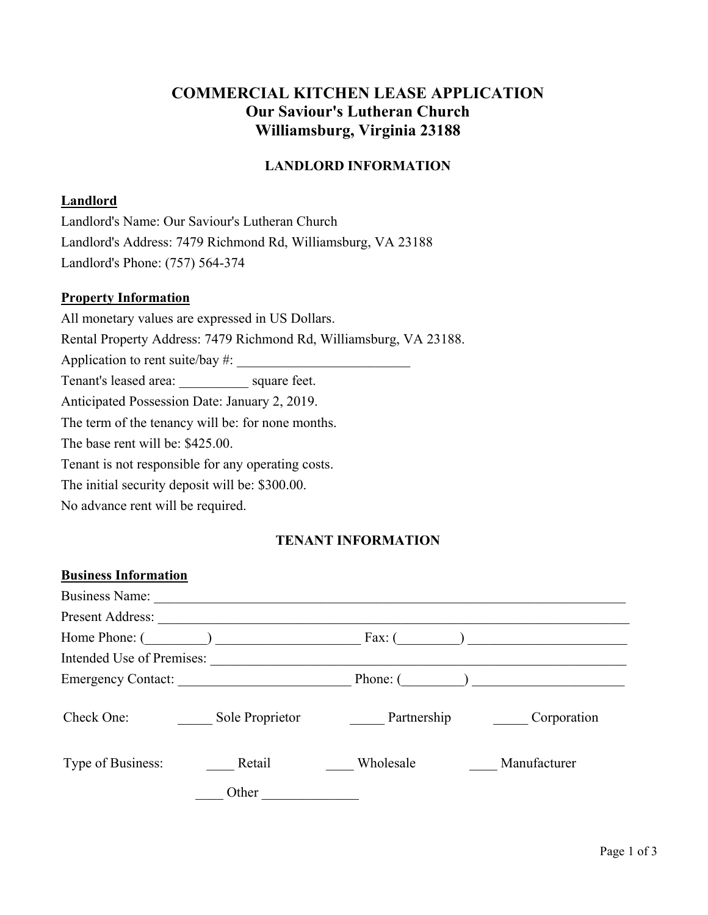# COMMERCIAL KITCHEN LEASE APPLICATION
## Our Saviour's Lutheran Church
## Williamsburg, Virginia 23188

### LANDLORD INFORMATION

**Landlord**

Landlord's Name: Our Saviour's Lutheran Church
Landlord's Address: 7479 Richmond Rd, Williamsburg, VA 23188
Landlord's Phone: (757) 564-374

**Property Information**

All monetary values are expressed in US Dollars.
Rental Property Address: 7479 Richmond Rd, Williamsburg, VA 23188.
Application to rent suite/bay #: ___________________________
Tenant's leased area: __________ square feet.
Anticipated Possession Date: January 2, 2019.
The term of the tenancy will be: for none months.
The base rent will be: $425.00.
Tenant is not responsible for any operating costs.
The initial security deposit will be: $300.00.
No advance rent will be required.

### TENANT INFORMATION

**Business Information**

Business Name: ___________________________________________________________________________
Present Address: __________________________________________________________________________
Home Phone: (_________) _____________________ Fax: (_________) ________________________
Intended Use of Premises: ________________________________________________________________
Emergency Contact: _________________________ Phone: (_________) ______________________

Check One: _____ Sole Proprietor _____ Partnership _____ Corporation

Type of Business: ____ Retail ____ Wholesale ____ Manufacturer

____ Other ______________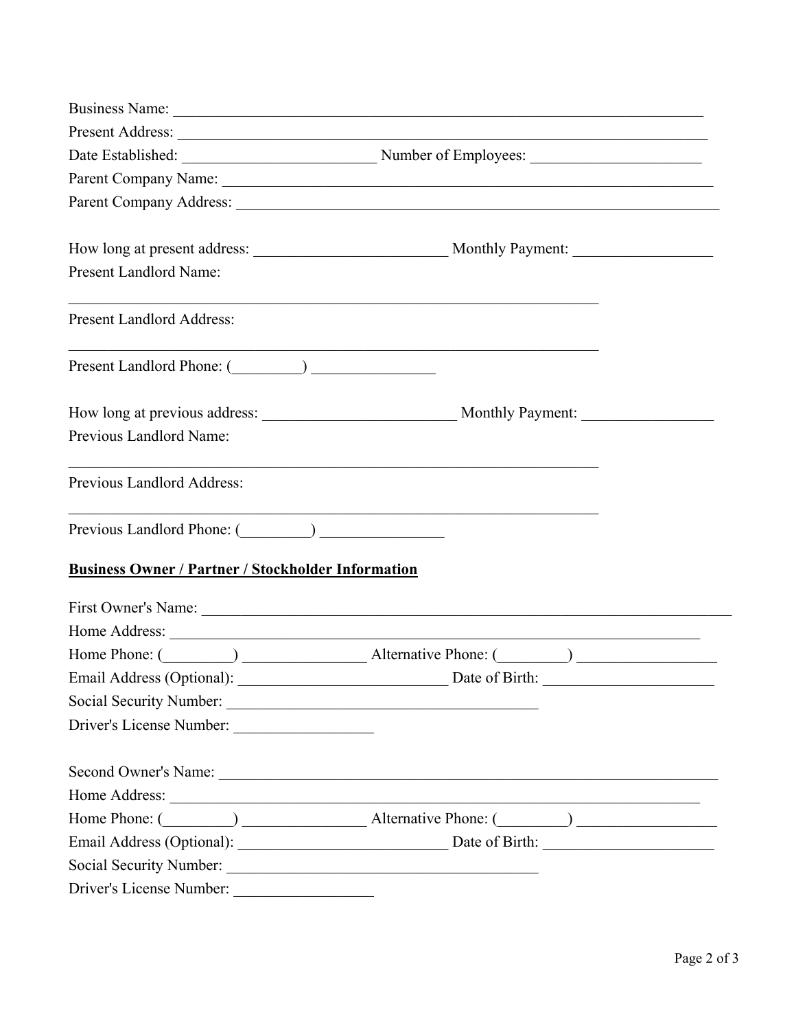Business Name: ___________________________________________________________________

Present Address: __________________________________________________________________

Date Established: _______________________ Number of Employees: ____________________

Parent Company Name: _____________________________________________________________

Parent Company Address: ___________________________________________________________

How long at present address: _______________________ Monthly Payment: _________________

Present Landlord Name:

_________________________________________________________________

Present Landlord Address:

_________________________________________________________________

Present Landlord Phone: (_________) _______________

How long at previous address: _______________________ Monthly Payment: ________________

Previous Landlord Name:

_________________________________________________________________

Previous Landlord Address:

_________________________________________________________________

Previous Landlord Phone: (_________) _______________

**Business Owner / Partner / Stockholder Information**

First Owner's Name: _________________________________________________________________

Home Address: ______________________________________________________________________

Home Phone: (_________) _______________ Alternative Phone: (_________) _________________

Email Address (Optional): _________________________ Date of Birth: ____________________

Social Security Number: ______________________________________

Driver's License Number: _________________

Second Owner's Name: _______________________________________________________________

Home Address: ______________________________________________________________________

Home Phone: (_________) _______________ Alternative Phone: (_________) _________________

Email Address (Optional): _________________________ Date of Birth: ____________________

Social Security Number: ______________________________________

Driver's License Number: _________________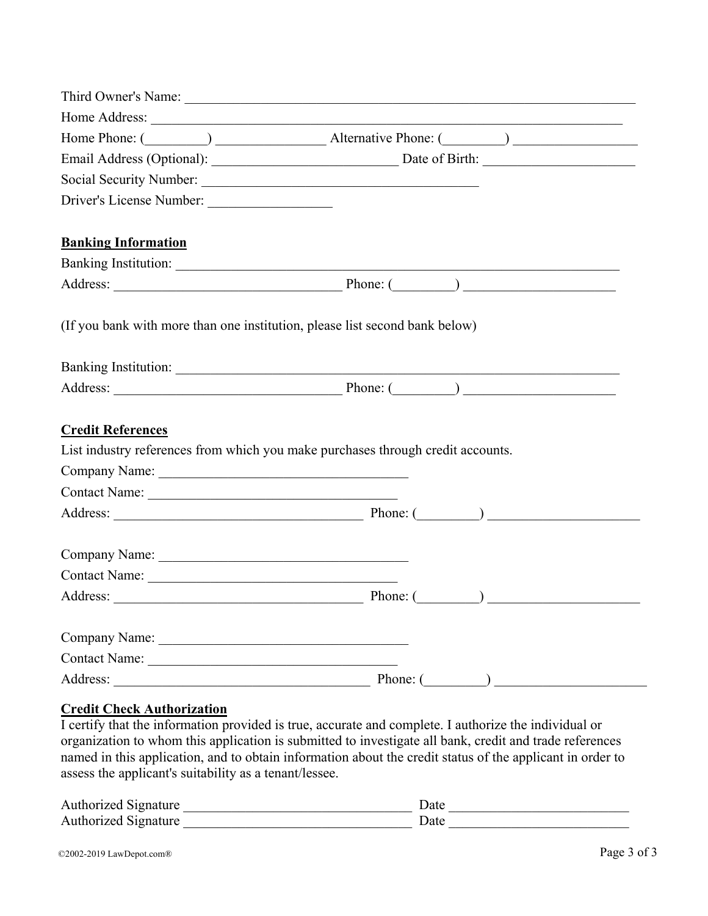Third Owner's Name: ____________________________________________________________________

Home Address: ________________________________________________________________

Home Phone: (_________) _______________ Alternative Phone: (_________) _________________

Email Address (Optional): __________________________ Date of Birth: _____________________

Social Security Number: __________________________________________

Driver's License Number: _________________

**Banking Information**

Banking Institution: ____________________________________________________________

Address: __________________________________ Phone: (_________) _____________________

(If you bank with more than one institution, please list second bank below)

Banking Institution: ____________________________________________________________

Address: __________________________________ Phone: (_________) _____________________

**Credit References**

List industry references from which you make purchases through credit accounts.

Company Name: ____________________________________

Contact Name: ____________________________________

Address: _____________________________________ Phone: (_________) _____________________

Company Name: ____________________________________

Contact Name: ____________________________________

Address: _____________________________________ Phone: (_________) _____________________

Company Name: ____________________________________

Contact Name: ____________________________________

Address: ______________________________________ Phone: (_________) _____________________

**Credit Check Authorization**

I certify that the information provided is true, accurate and complete. I authorize the individual or organization to whom this application is submitted to investigate all bank, credit and trade references named in this application, and to obtain information about the credit status of the applicant in order to assess the applicant's suitability as a tenant/lessee.

Authorized Signature _________________________________ Date __________________________

Authorized Signature _________________________________ Date __________________________

©2002-2019 LawDepot.com®